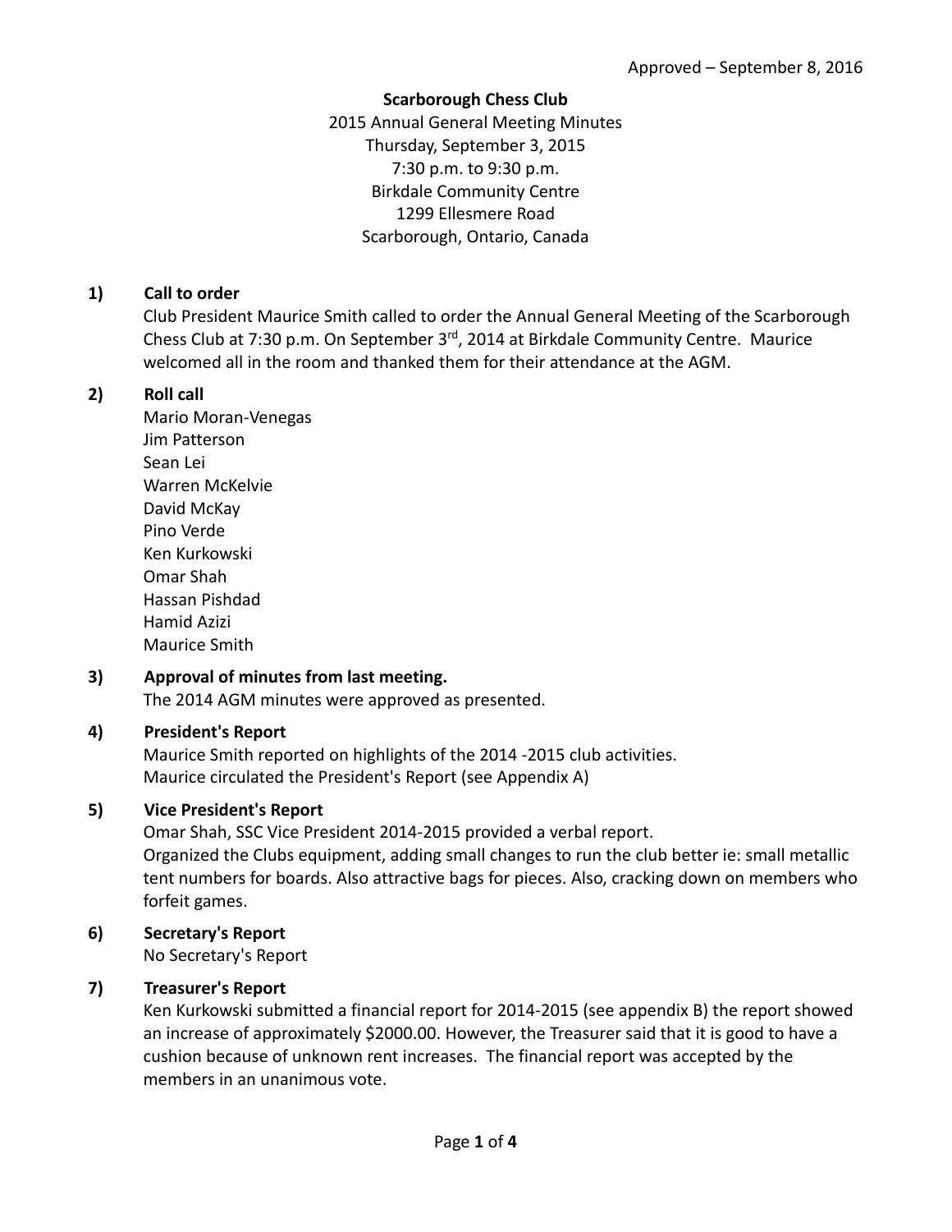Approved – September 8, 2016

**Scarborough Chess Club**

2015 Annual General Meeting Minutes

Thursday, September 3, 2015

7:30 p.m. to 9:30 p.m.

Birkdale Community Centre

1299 Ellesmere Road

Scarborough, Ontario, Canada

## 1) Call to order

Club President Maurice Smith called to order the Annual General Meeting of the Scarborough Chess Club at 7:30 p.m. On September 3rd, 2014 at Birkdale Community Centre. Maurice welcomed all in the room and thanked them for their attendance at the AGM.

## 2) Roll call

Mario Moran-Venegas
Jim Patterson
Sean Lei
Warren McKelvie
David McKay
Pino Verde
Ken Kurkowski
Omar Shah
Hassan Pishdad
Hamid Azizi
Maurice Smith

## 3) Approval of minutes from last meeting.

The 2014 AGM minutes were approved as presented.

## 4) President's Report

Maurice Smith reported on highlights of the 2014 -2015 club activities.
Maurice circulated the President's Report (see Appendix A)

## 5) Vice President's Report

Omar Shah, SSC Vice President 2014-2015 provided a verbal report.
Organized the Clubs equipment, adding small changes to run the club better ie: small metallic tent numbers for boards. Also attractive bags for pieces. Also, cracking down on members who forfeit games.

## 6) Secretary's Report

No Secretary's Report

## 7) Treasurer's Report

Ken Kurkowski submitted a financial report for 2014-2015 (see appendix B) the report showed an increase of approximately $2000.00. However, the Treasurer said that it is good to have a cushion because of unknown rent increases. The financial report was accepted by the members in an unanimous vote.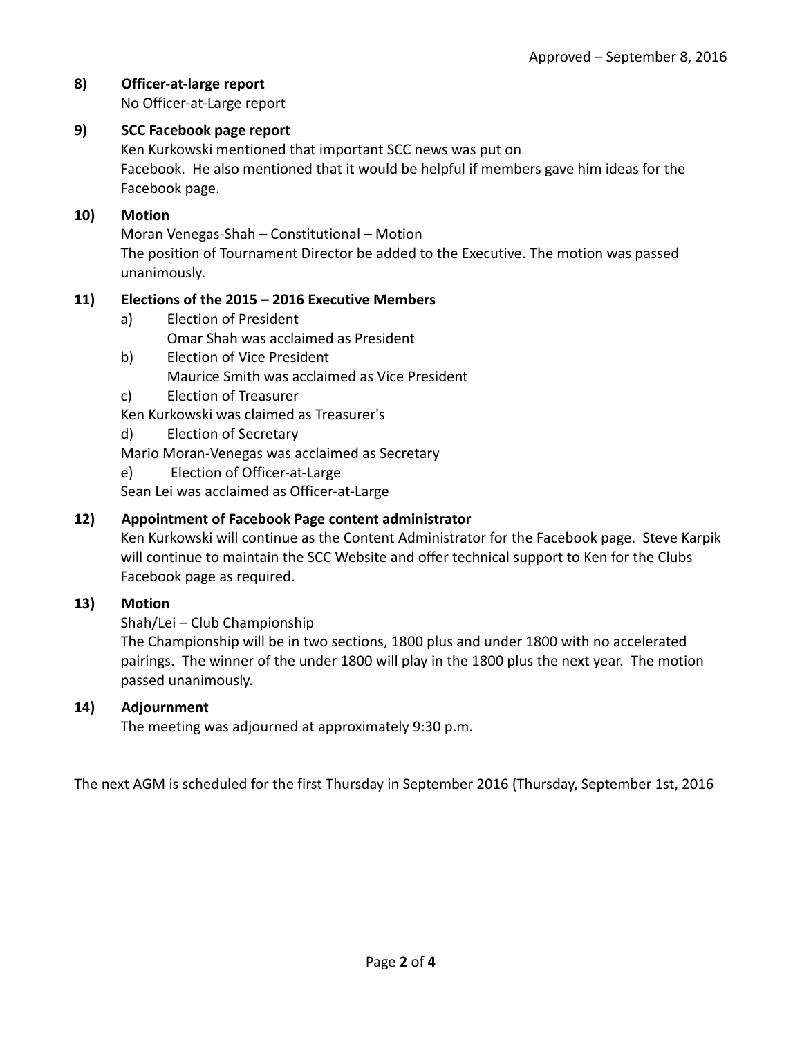Approved – September 8, 2016

**8) Officer-at-large report**

No Officer-at-Large report

**9) SCC Facebook page report**

Ken Kurkowski mentioned that important SCC news was put on
Facebook. He also mentioned that it would be helpful if members gave him ideas for the Facebook page.

**10) Motion**

Moran Venegas-Shah – Constitutional – Motion
The position of Tournament Director be added to the Executive. The motion was passed unanimously.

**11) Elections of the 2015 – 2016 Executive Members**

a) Election of President
 Omar Shah was acclaimed as President

b) Election of Vice President
 Maurice Smith was acclaimed as Vice President

c) Election of Treasurer
Ken Kurkowski was claimed as Treasurer's

d) Election of Secretary
Mario Moran-Venegas was acclaimed as Secretary

e) Election of Officer-at-Large
Sean Lei was acclaimed as Officer-at-Large

**12) Appointment of Facebook Page content administrator**

Ken Kurkowski will continue as the Content Administrator for the Facebook page. Steve Karpik will continue to maintain the SCC Website and offer technical support to Ken for the Clubs Facebook page as required.

**13) Motion**

Shah/Lei – Club Championship
The Championship will be in two sections, 1800 plus and under 1800 with no accelerated pairings. The winner of the under 1800 will play in the 1800 plus the next year. The motion passed unanimously.

**14) Adjournment**

The meeting was adjourned at approximately 9:30 p.m.

The next AGM is scheduled for the first Thursday in September 2016 (Thursday, September 1st, 2016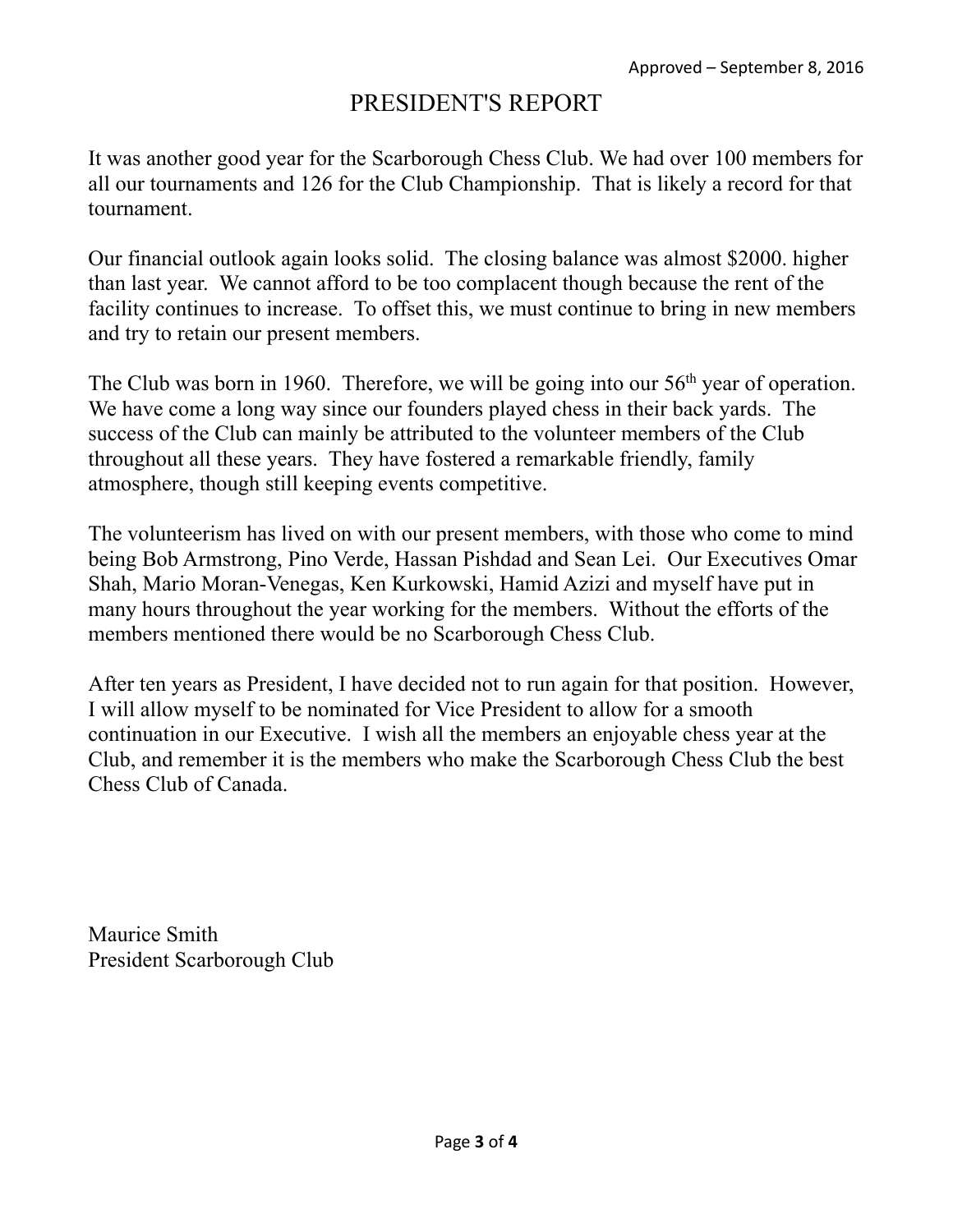Approved – September 8, 2016

# PRESIDENT'S REPORT

It was another good year for the Scarborough Chess Club. We had over 100 members for all our tournaments and 126 for the Club Championship. That is likely a record for that tournament.

Our financial outlook again looks solid. The closing balance was almost $2000. higher than last year. We cannot afford to be too complacent though because the rent of the facility continues to increase. To offset this, we must continue to bring in new members and try to retain our present members.

The Club was born in 1960. Therefore, we will be going into our 56th year of operation. We have come a long way since our founders played chess in their back yards. The success of the Club can mainly be attributed to the volunteer members of the Club throughout all these years. They have fostered a remarkable friendly, family atmosphere, though still keeping events competitive.

The volunteerism has lived on with our present members, with those who come to mind being Bob Armstrong, Pino Verde, Hassan Pishdad and Sean Lei. Our Executives Omar Shah, Mario Moran-Venegas, Ken Kurkowski, Hamid Azizi and myself have put in many hours throughout the year working for the members. Without the efforts of the members mentioned there would be no Scarborough Chess Club.

After ten years as President, I have decided not to run again for that position. However, I will allow myself to be nominated for Vice President to allow for a smooth continuation in our Executive. I wish all the members an enjoyable chess year at the Club, and remember it is the members who make the Scarborough Chess Club the best Chess Club of Canada.

Maurice Smith
President Scarborough Club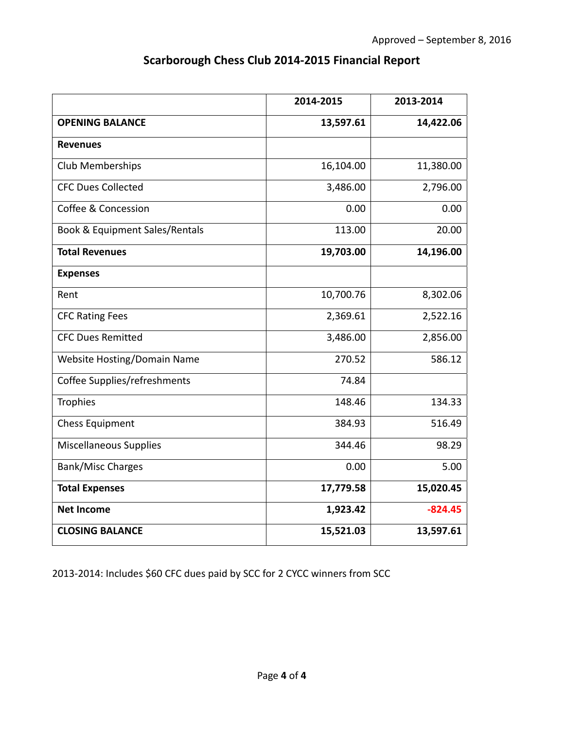Approved – September 8, 2016

# Scarborough Chess Club 2014-2015 Financial Report

| | 2014-2015 | 2013-2014 |
|---|---|---|
| **OPENING BALANCE** | **13,597.61** | **14,422.06** |
| **Revenues** | | |
| Club Memberships | 16,104.00 | 11,380.00 |
| CFC Dues Collected | 3,486.00 | 2,796.00 |
| Coffee & Concession | 0.00 | 0.00 |
| Book & Equipment Sales/Rentals | 113.00 | 20.00 |
| **Total Revenues** | **19,703.00** | **14,196.00** |
| **Expenses** | | |
| Rent | 10,700.76 | 8,302.06 |
| CFC Rating Fees | 2,369.61 | 2,522.16 |
| CFC Dues Remitted | 3,486.00 | 2,856.00 |
| Website Hosting/Domain Name | 270.52 | 586.12 |
| Coffee Supplies/refreshments | 74.84 | |
| Trophies | 148.46 | 134.33 |
| Chess Equipment | 384.93 | 516.49 |
| Miscellaneous Supplies | 344.46 | 98.29 |
| Bank/Misc Charges | 0.00 | 5.00 |
| **Total Expenses** | **17,779.58** | **15,020.45** |
| **Net Income** | **1,923.42** | **-824.45** |
| **CLOSING BALANCE** | **15,521.03** | **13,597.61** |

2013-2014: Includes $60 CFC dues paid by SCC for 2 CYCC winners from SCC